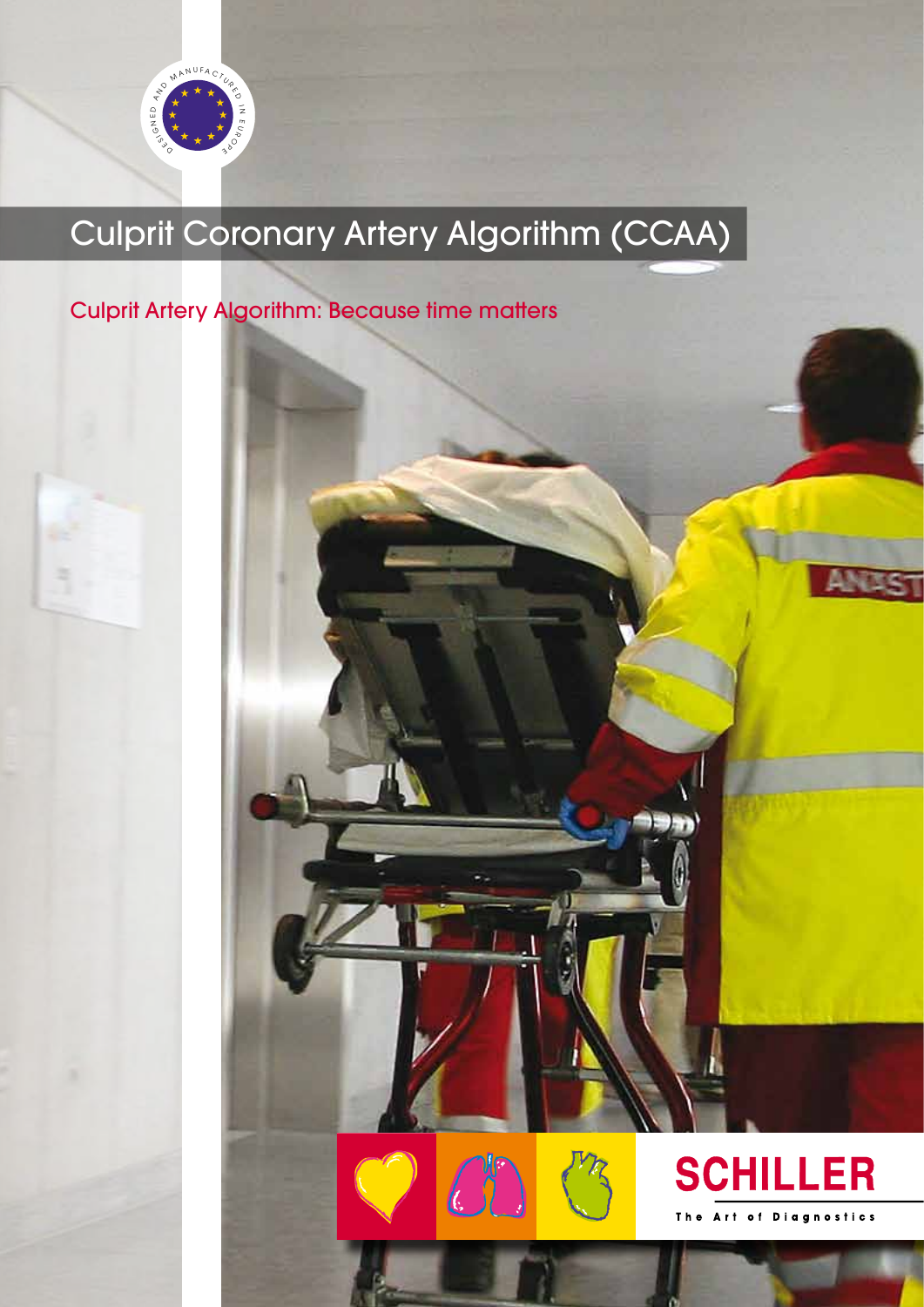# Culprit Coronary Artery Algorithm (CCAA)

## Culprit Artery Algorithm: Because time matters

SCHILLER

The Art of Diagnostics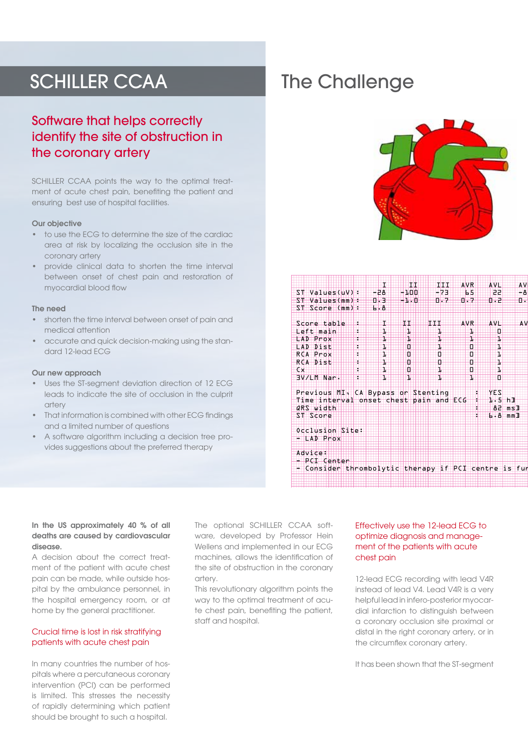# SCHILLER CCAA

## Software that helps correctly identify the site of obstruction in the coronary artery

SCHILLER CCAA points the way to the optimal treatment of acute chest pain, benefiting the patient and ensuring best use of hospital facilities.

**Our objective**

- to use the ECG to determine the size of the cardiac area at risk by localizing the occlusion site in the coronary artery
- provide clinical data to shorten the time interval between onset of chest pain and restoration of myocardial blood flow

**The need**

- shorten the time interval between onset of pain and medical attention
- accurate and quick decision-making using the standard 12-lead ECG

**Our new approach**

- Uses the ST-segment deviation direction of 12 ECG leads to indicate the site of occlusion in the culprit artery
- That information is combined with other ECG findings and a limited number of questions
- A software algorithm including a decision tree provides suggestions about the preferred therapy

# The Challenge

```
                    I      II     III    AVR    AVL    AV
ST Values(uV):     -28    -100    -73     65     22    -8
ST Values(mm):     0.3    -1.0    0.7    0.7    0.2    0.
ST Score (mm):     6.8

Score table   :     I      II     III    AVR    AVL    AV
Left main     :     1      1       1      1      0
LAD Prox      :     1      1       1      1      1
LAD Dist      :     1      0       1      0      1
RCA Prox      :     1      0       0      0      1
RCA Dist      :     1      0       0      0      1
Cx            :     1      0       1      0      1
3V/LM Nar.    :     1      1       1      1      0

Previous MI, CA Bypass or Stenting          :  YES
Time interval onset chest pain and ECG      :  1.5 h]
QRS width                                   :   82 ms]
ST Score                                    :  6.8 mm]

Occlusion Site:
- LAD Prox

Advice:
- PCI Center
- Consider thrombolytic therapy if PCI centre is fur
```

**In the US approximately 40 % of all deaths are caused by cardiovascular disease.**

A decision about the correct treatment of the patient with acute chest pain can be made, while outside hospital by the ambulance personnel, in the hospital emergency room, or at home by the general practitioner.

### Crucial time is lost in risk stratifying patients with acute chest pain

In many countries the number of hospitals where a percutaneous coronary intervention (PCI) can be performed is limited. This stresses the necessity of rapidly determining which patient should be brought to such a hospital.

The optional SCHILLER CCAA software, developed by Professor Hein Wellens and implemented in our ECG machines, allows the identification of the site of obstruction in the coronary artery.

This revolutionary algorithm points the way to the optimal treatment of acute chest pain, benefiting the patient, staff and hospital.

### Effectively use the 12-lead ECG to optimize diagnosis and management of the patients with acute chest pain

12-lead ECG recording with lead V4R instead of lead V4. Lead V4R is a very helpful lead in infero-posterior myocardial infarction to distinguish between a coronary occlusion site proximal or distal in the right coronary artery, or in the circumflex coronary artery.

It has been shown that the ST-segment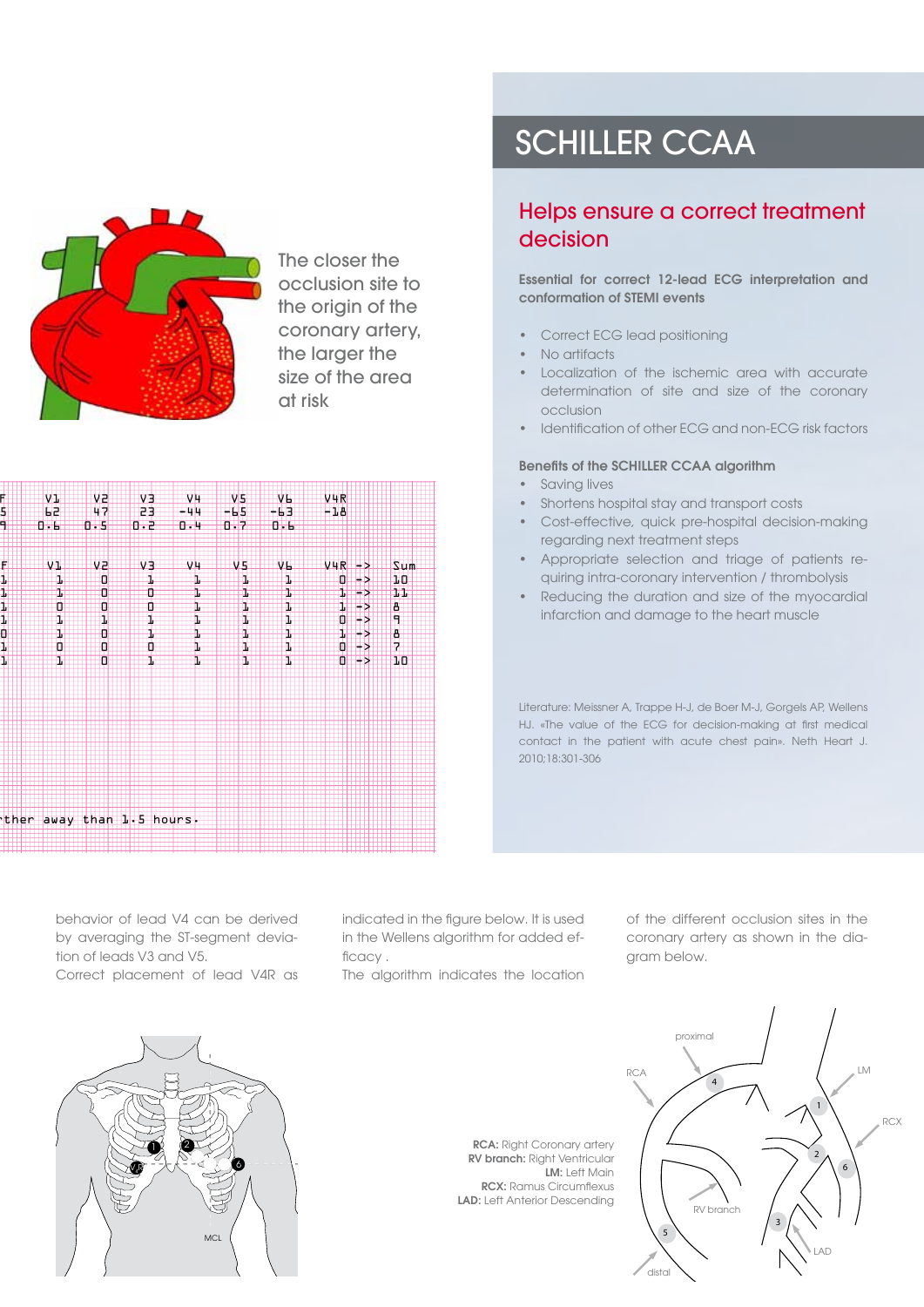The closer the occlusion site to the origin of the coronary artery, the larger the size of the area at risk

## SCHILLER CCAA

### Helps ensure a correct treatment decision

**Essential for correct 12-lead ECG interpretation and conformation of STEMI events**

- Correct ECG lead positioning
- No artifacts
- Localization of the ischemic area with accurate determination of site and size of the coronary occlusion
- Identification of other ECG and non-ECG risk factors

**Benefits of the SCHILLER CCAA algorithm**

- Saving lives
- Shortens hospital stay and transport costs
- Cost-effective, quick pre-hospital decision-making regarding next treatment steps
- Appropriate selection and triage of patients requiring intra-coronary intervention / thrombolysis
- Reducing the duration and size of the myocardial infarction and damage to the heart muscle

Literature: Meissner A, Trappe H-J, de Boer M-J, Gorgels AP, Wellens HJ. «The value of the ECG for decision-making at first medical contact in the patient with acute chest pain». Neth Heart J. 2010;18:301-306

behavior of lead V4 can be derived by averaging the ST-segment deviation of leads V3 and V5. Correct placement of lead V4R as indicated in the figure below. It is used in the Wellens algorithm for added efficacy . The algorithm indicates the location of the different occlusion sites in the coronary artery as shown in the diagram below.

**RCA:** Right Coronary artery
**RV branch:** Right Ventricular
**LM:** Left Main
**RCX:** Ramus Circumflexus
**LAD:** Left Anterior Descending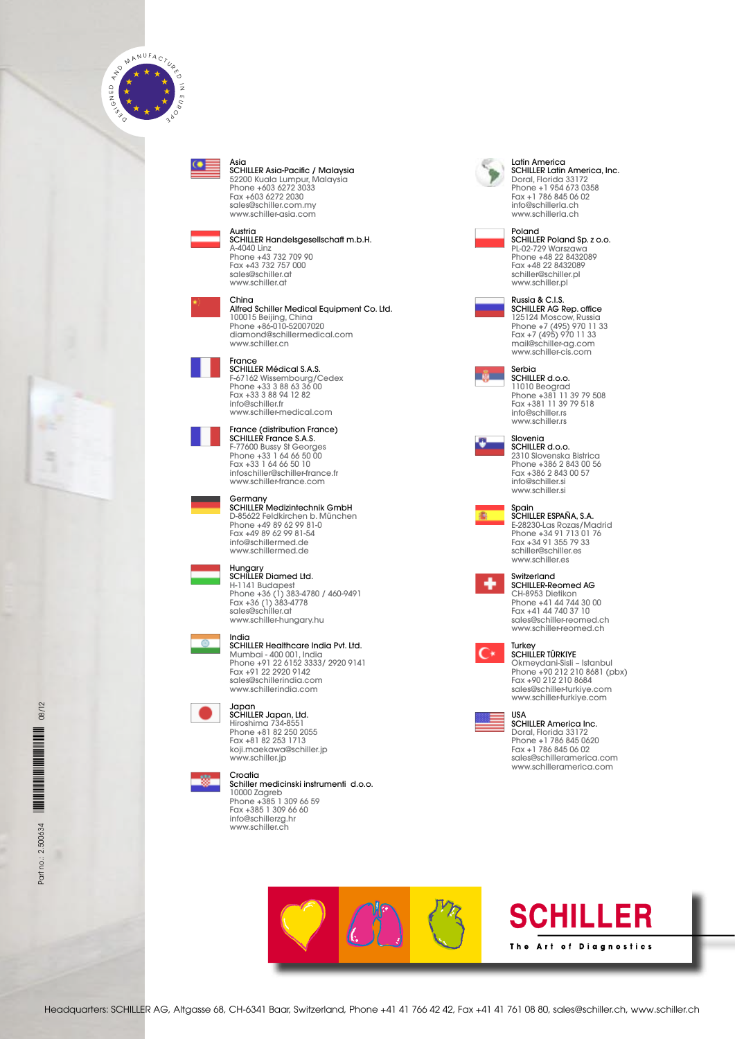DESIGNED AND MANUFACTURED IN EUROPE

**Asia**
SCHILLER Asia-Pacific / Malaysia
52200 Kuala Lumpur, Malaysia
Phone +603 6272 3033
Fax +603 6272 2030
sales@schiller.com.my
www.schiller-asia.com

**Austria**
SCHILLER Handelsgesellschaft m.b.H.
A-4040 Linz
Phone +43 732 709 90
Fax +43 732 757 000
sales@schiller.at
www.schiller.at

**China**
Alfred Schiller Medical Equipment Co. Ltd.
100015 Beijing, China
Phone +86-010-52007020
diamond@schillermedical.com
www.schiller.cn

**France**
SCHILLER Médical S.A.S.
F-67162 Wissembourg/Cedex
Phone +33 3 88 63 36 00
Fax +33 3 88 94 12 82
info@schiller.fr
www.schiller-medical.com

**France (distribution France)**
SCHILLER France S.A.S.
F-77600 Bussy St Georges
Phone +33 1 64 66 50 00
Fax +33 1 64 66 50 10
infoschiller@schiller-france.fr
www.schiller-france.com

**Germany**
SCHILLER Medizintechnik GmbH
D-85622 Feldkirchen b. München
Phone +49 89 62 99 81-0
Fax +49 89 62 99 81-54
info@schillermed.de
www.schillermed.de

**Hungary**
SCHILLER Diamed Ltd.
H-1141 Budapest
Phone +36 (1) 383-4780 / 460-9491
Fax +36 (1) 383-4778
sales@schiller.at
www.schiller-hungary.hu

**India**
SCHILLER Healthcare India Pvt. Ltd.
Mumbai - 400 001, India
Phone +91 22 6152 3333/ 2920 9141
Fax +91 22 2920 9142
sales@schillerindia.com
www.schillerindia.com

**Japan**
SCHILLER Japan, Ltd.
Hiroshima 734-8551
Phone +81 82 250 2055
Fax +81 82 253 1713
koji.maekawa@schiller.jp
www.schiller.jp

**Croatia**
Schiller medicinski instrumenti d.o.o.
10000 Zagreb
Phone +385 1 309 66 59
Fax +385 1 309 66 60
info@schillerzg.hr
www.schiller.ch

**Latin America**
SCHILLER Latin America, Inc.
Doral, Florida 33172
Phone +1 954 673 0358
Fax +1 786 845 06 02
info@schillerla.ch
www.schillerla.ch

**Poland**
SCHILLER Poland Sp. z o.o.
PL-02-729 Warszawa
Phone +48 22 8432089
Fax +48 22 8432089
schiller@schiller.pl
www.schiller.pl

**Russia & C.I.S.**
SCHILLER AG Rep. office
125124 Moscow, Russia
Phone +7 (495) 970 11 33
Fax +7 (495) 970 11 33
mail@schiller-ag.com
www.schiller-cis.com

**Serbia**
SCHILLER d.o.o.
11010 Beograd
Phone +381 11 39 79 508
Fax +381 11 39 79 518
info@schiller.rs
www.schiller.rs

**Slovenia**
SCHILLER d.o.o.
2310 Slovenska Bistrica
Phone +386 2 843 00 56
Fax +386 2 843 00 57
info@schiller.si
www.schiller.si

**Spain**
SCHILLER ESPAÑA, S.A.
E-28230-Las Rozas/Madrid
Phone +34 91 713 01 76
Fax +34 91 355 79 33
schiller@schiller.es
www.schiller.es

**Switzerland**
SCHILLER-Reomed AG
CH-8953 Dietikon
Phone +41 44 744 30 00
Fax +41 44 740 37 10
sales@schiller-reomed.ch
www.schiller-reomed.ch

**Turkey**
SCHILLER TÜRKIYE
Okmeydani-Sisli – Istanbul
Phone +90 212 210 8681 (pbx)
Fax +90 212 210 8684
sales@schiller-turkiye.com
www.schiller-turkiye.com

**USA**
SCHILLER America Inc.
Doral, Florida 33172
Phone +1 786 845 0620
Fax +1 786 845 06 02
sales@schilleramerica.com
www.schilleramerica.com

Part no.: 2.500634 08/12

**SCHILLER**
The Art of Diagnostics

Headquarters: SCHILLER AG, Altgasse 68, CH-6341 Baar, Switzerland, Phone +41 41 766 42 42, Fax +41 41 761 08 80, sales@schiller.ch, www.schiller.ch